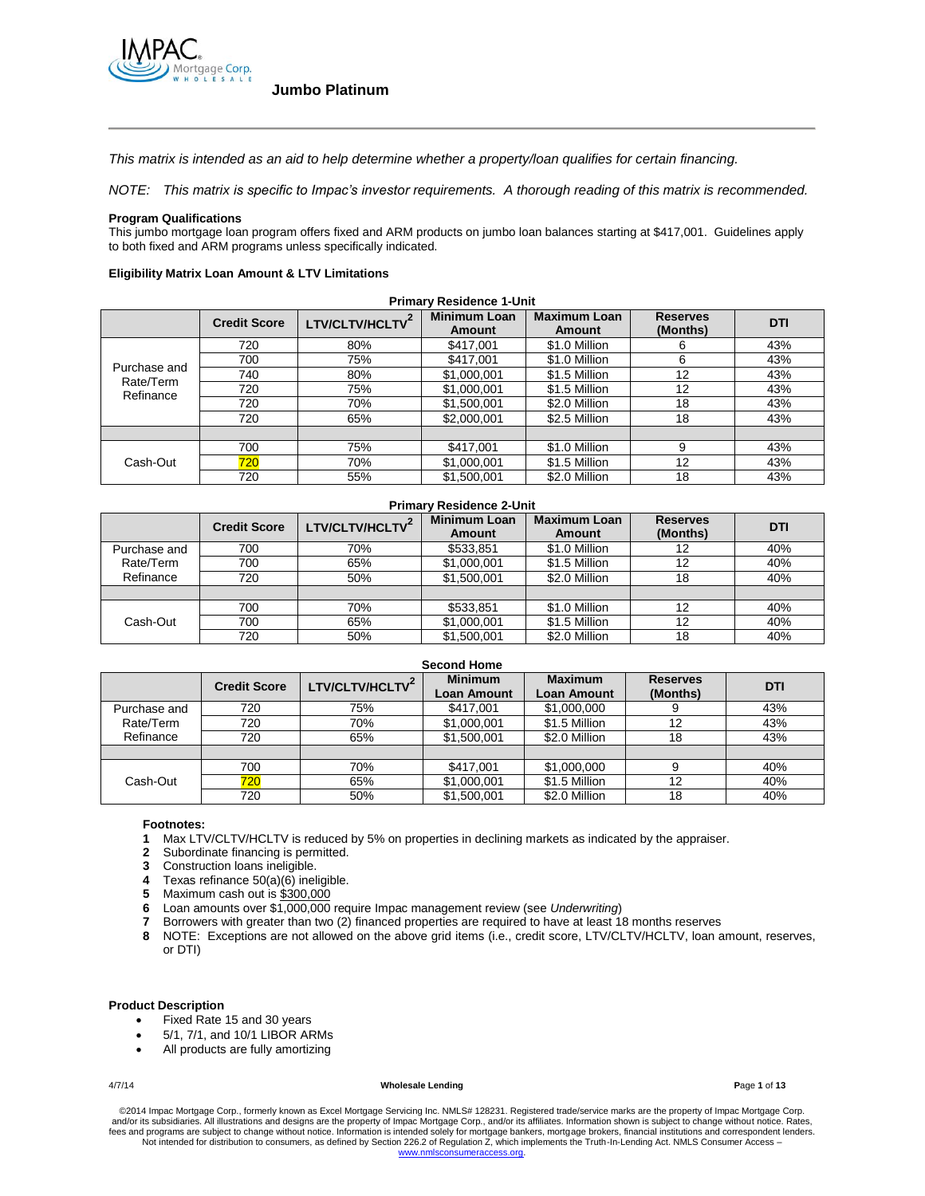IMPAC Mortgage Corp. WHOLESALE

# Jumbo Platinum

*This matrix is intended as an aid to help determine whether a property/loan qualifies for certain financing.*

*NOTE: This matrix is specific to Impac's investor requirements. A thorough reading of this matrix is recommended.*

**Program Qualifications**

This jumbo mortgage loan program offers fixed and ARM products on jumbo loan balances starting at $417,001. Guidelines apply to both fixed and ARM programs unless specifically indicated.

**Eligibility Matrix Loan Amount & LTV Limitations**

**Primary Residence 1-Unit**

| | Credit Score | LTV/CLTV/HCLTV[2] | Minimum Loan Amount | Maximum Loan Amount | Reserves (Months) | DTI |
|---|---|---|---|---|---|---|
| Purchase and Rate/Term Refinance | 720 | 80% | $417,001 | $1.0 Million | 6 | 43% |
| | 700 | 75% | $417,001 | $1.0 Million | 6 | 43% |
| | 740 | 80% | $1,000,001 | $1.5 Million | 12 | 43% |
| | 720 | 75% | $1,000,001 | $1.5 Million | 12 | 43% |
| | 720 | 70% | $1,500,001 | $2.0 Million | 18 | 43% |
| | 720 | 65% | $2,000,001 | $2.5 Million | 18 | 43% |
| | | | | | | |
| Cash-Out | 700 | 75% | $417,001 | $1.0 Million | 9 | 43% |
| | 720 | 70% | $1,000,001 | $1.5 Million | 12 | 43% |
| | 720 | 55% | $1,500,001 | $2.0 Million | 18 | 43% |

**Primary Residence 2-Unit**

| | Credit Score | LTV/CLTV/HCLTV[2] | Minimum Loan Amount | Maximum Loan Amount | Reserves (Months) | DTI |
|---|---|---|---|---|---|---|
| Purchase and Rate/Term Refinance | 700 | 70% | $533,851 | $1.0 Million | 12 | 40% |
| | 700 | 65% | $1,000,001 | $1.5 Million | 12 | 40% |
| | 720 | 50% | $1,500,001 | $2.0 Million | 18 | 40% |
| | | | | | | |
| Cash-Out | 700 | 70% | $533,851 | $1.0 Million | 12 | 40% |
| | 700 | 65% | $1,000,001 | $1.5 Million | 12 | 40% |
| | 720 | 50% | $1,500,001 | $2.0 Million | 18 | 40% |

**Second Home**

| | Credit Score | LTV/CLTV/HCLTV[2] | Minimum Loan Amount | Maximum Loan Amount | Reserves (Months) | DTI |
|---|---|---|---|---|---|---|
| Purchase and Rate/Term Refinance | 720 | 75% | $417,001 | $1,000,000 | 9 | 43% |
| | 720 | 70% | $1,000,001 | $1.5 Million | 12 | 43% |
| | 720 | 65% | $1,500,001 | $2.0 Million | 18 | 43% |
| | | | | | | |
| Cash-Out | 700 | 70% | $417,001 | $1,000,000 | 9 | 40% |
| | 720 | 65% | $1,000,001 | $1.5 Million | 12 | 40% |
| | 720 | 50% | $1,500,001 | $2.0 Million | 18 | 40% |

**Footnotes:**

1. Max LTV/CLTV/HCLTV is reduced by 5% on properties in declining markets as indicated by the appraiser.
2. Subordinate financing is permitted.
3. Construction loans ineligible.
4. Texas refinance 50(a)(6) ineligible.
5. Maximum cash out is $300,000
6. Loan amounts over $1,000,000 require Impac management review (see *Underwriting*)
7. Borrowers with greater than two (2) financed properties are required to have at least 18 months reserves
8. NOTE: Exceptions are not allowed on the above grid items (i.e., credit score, LTV/CLTV/HCLTV, loan amount, reserves, or DTI)

**Product Description**

- Fixed Rate 15 and 30 years
- 5/1, 7/1, and 10/1 LIBOR ARMs
- All products are fully amortizing

©2014 Impac Mortgage Corp., formerly known as Excel Mortgage Servicing Inc. NMLS# 128231. Registered trade/service marks are the property of Impac Mortgage Corp. and/or its subsidiaries. All illustrations and designs are the property of Impac Mortgage Corp., and/or its affiliates. Information shown is subject to change without notice. Rates, fees and programs are subject to change without notice. Information is intended solely for mortgage bankers, mortgage brokers, financial institutions and correspondent lenders. Not intended for distribution to consumers, as defined by Section 226.2 of Regulation Z, which implements the Truth-In-Lending Act. NMLS Consumer Access – www.nmlsconsumeraccess.org.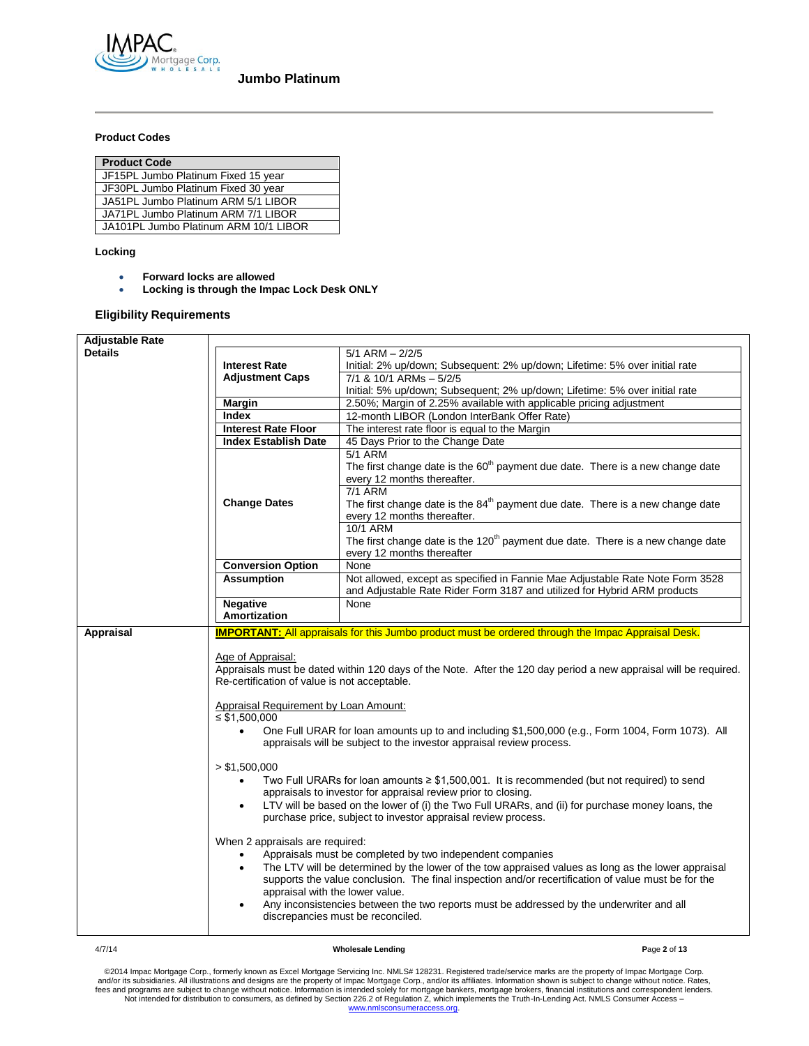**Jumbo Platinum**

### Product Codes

| Product Code |
|---|
| JF15PL Jumbo Platinum Fixed 15 year |
| JF30PL Jumbo Platinum Fixed 30 year |
| JA51PL Jumbo Platinum ARM 5/1 LIBOR |
| JA71PL Jumbo Platinum ARM 7/1 LIBOR |
| JA101PL Jumbo Platinum ARM 10/1 LIBOR |

### Locking

- **Forward locks are allowed**
- **Locking is through the Impac Lock Desk ONLY**

### Eligibility Requirements

| | | |
|---|---|---|
| **Adjustable Rate Details** | **Interest Rate Adjustment Caps** | 5/1 ARM – 2/2/5<br>Initial: 2% up/down; Subsequent: 2% up/down; Lifetime: 5% over initial rate<br>7/1 & 10/1 ARMs – 5/2/5<br>Initial: 5% up/down; Subsequent; 2% up/down; Lifetime: 5% over initial rate |
| | **Margin** | 2.50%; Margin of 2.25% available with applicable pricing adjustment |
| | **Index** | 12-month LIBOR (London InterBank Offer Rate) |
| | **Interest Rate Floor** | The interest rate floor is equal to the Margin |
| | **Index Establish Date** | 45 Days Prior to the Change Date |
| | **Change Dates** | 5/1 ARM<br>The first change date is the 60th payment due date. There is a new change date every 12 months thereafter.<br>7/1 ARM<br>The first change date is the 84th payment due date. There is a new change date every 12 months thereafter.<br>10/1 ARM<br>The first change date is the 120th payment due date. There is a new change date every 12 months thereafter |
| | **Conversion Option** | None |
| | **Assumption** | Not allowed, except as specified in Fannie Mae Adjustable Rate Note Form 3528 and Adjustable Rate Rider Form 3187 and utilized for Hybrid ARM products |
| | **Negative Amortization** | None |
| **Appraisal** | **IMPORTANT:** All appraisals for this Jumbo product must be ordered through the Impac Appraisal Desk.<br><br>Age of Appraisal:<br>Appraisals must be dated within 120 days of the Note. After the 120 day period a new appraisal will be required. Re-certification of value is not acceptable.<br><br>Appraisal Requirement by Loan Amount:<br>≤ $1,500,000<br>• One Full URAR for loan amounts up to and including $1,500,000 (e.g., Form 1004, Form 1073). All appraisals will be subject to the investor appraisal review process.<br><br>> $1,500,000<br>• Two Full URARs for loan amounts ≥ $1,500,001. It is recommended (but not required) to send appraisals to investor for appraisal review prior to closing.<br>• LTV will be based on the lower of (i) the Two Full URARs, and (ii) for purchase money loans, the purchase price, subject to investor appraisal review process.<br><br>When 2 appraisals are required:<br>• Appraisals must be completed by two independent companies<br>• The LTV will be determined by the lower of the tow appraised values as long as the lower appraisal supports the value conclusion. The final inspection and/or recertification of value must be for the appraisal with the lower value.<br>• Any inconsistencies between the two reports must be addressed by the underwriter and all discrepancies must be reconciled. | |

4/7/14 Wholesale Lending

©2014 Impac Mortgage Corp., formerly known as Excel Mortgage Servicing Inc. NMLS# 128231. Registered trade/service marks are the property of Impac Mortgage Corp. and/or its subsidiaries. All illustrations and designs are the property of Impac Mortgage Corp., and/or its affiliates. Information shown is subject to change without notice. Rates, fees and programs are subject to change without notice. Information is intended solely for mortgage bankers, mortgage brokers, financial institutions and correspondent lenders. Not intended for distribution to consumers, as defined by Section 226.2 of Regulation Z, which implements the Truth-In-Lending Act. NMLS Consumer Access – www.nmlsconsumeraccess.org.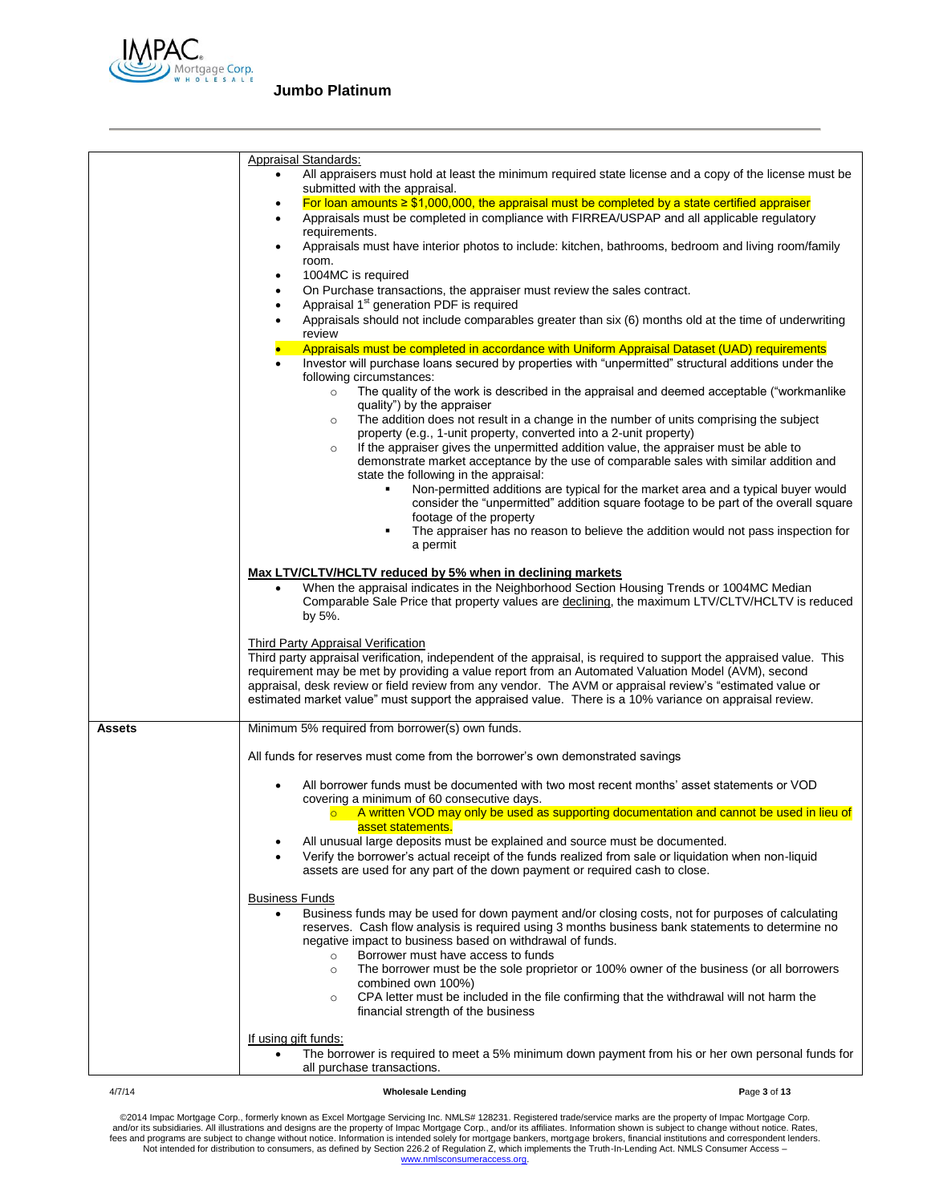| | |
|---|---|
| | Appraisal Standards:<br>• All appraisers must hold at least the minimum required state license and a copy of the license must be submitted with the appraisal.<br>• For loan amounts ≥ $1,000,000, the appraisal must be completed by a state certified appraiser<br>• Appraisals must be completed in compliance with FIRREA/USPAP and all applicable regulatory requirements.<br>• Appraisals must have interior photos to include: kitchen, bathrooms, bedroom and living room/family room.<br>• 1004MC is required<br>• On Purchase transactions, the appraiser must review the sales contract.<br>• Appraisal 1st generation PDF is required<br>• Appraisals should not include comparables greater than six (6) months old at the time of underwriting review<br>• Appraisals must be completed in accordance with Uniform Appraisal Dataset (UAD) requirements<br>• Investor will purchase loans secured by properties with "unpermitted" structural additions under the following circumstances:<br>&nbsp;&nbsp;&nbsp;&nbsp;○ The quality of the work is described in the appraisal and deemed acceptable ("workmanlike quality") by the appraiser<br>&nbsp;&nbsp;&nbsp;&nbsp;○ The addition does not result in a change in the number of units comprising the subject property (e.g., 1-unit property, converted into a 2-unit property)<br>&nbsp;&nbsp;&nbsp;&nbsp;○ If the appraiser gives the unpermitted addition value, the appraiser must be able to demonstrate market acceptance by the use of comparable sales with similar addition and state the following in the appraisal:<br>&nbsp;&nbsp;&nbsp;&nbsp;&nbsp;&nbsp;&nbsp;&nbsp;▪ Non-permitted additions are typical for the market area and a typical buyer would consider the "unpermitted" addition square footage to be part of the overall square footage of the property<br>&nbsp;&nbsp;&nbsp;&nbsp;&nbsp;&nbsp;&nbsp;&nbsp;▪ The appraiser has no reason to believe the addition would not pass inspection for a permit<br><br>**Max LTV/CLTV/HCLTV reduced by 5% when in declining markets**<br>• When the appraisal indicates in the Neighborhood Section Housing Trends or 1004MC Median Comparable Sale Price that property values are declining, the maximum LTV/CLTV/HCLTV is reduced by 5%.<br><br>Third Party Appraisal Verification<br>Third party appraisal verification, independent of the appraisal, is required to support the appraised value. This requirement may be met by providing a value report from an Automated Valuation Model (AVM), second appraisal, desk review or field review from any vendor. The AVM or appraisal review's "estimated value or estimated market value" must support the appraised value. There is a 10% variance on appraisal review. |
| **Assets** | Minimum 5% required from borrower(s) own funds.<br><br>All funds for reserves must come from the borrower's own demonstrated savings<br><br>• All borrower funds must be documented with two most recent months' asset statements or VOD covering a minimum of 60 consecutive days.<br>&nbsp;&nbsp;&nbsp;&nbsp;○ A written VOD may only be used as supporting documentation and cannot be used in lieu of asset statements.<br>• All unusual large deposits must be explained and source must be documented.<br>• Verify the borrower's actual receipt of the funds realized from sale or liquidation when non-liquid assets are used for any part of the down payment or required cash to close.<br><br>Business Funds<br>• Business funds may be used for down payment and/or closing costs, not for purposes of calculating reserves. Cash flow analysis is required using 3 months business bank statements to determine no negative impact to business based on withdrawal of funds.<br>&nbsp;&nbsp;&nbsp;&nbsp;○ Borrower must have access to funds<br>&nbsp;&nbsp;&nbsp;&nbsp;○ The borrower must be the sole proprietor or 100% owner of the business (or all borrowers combined own 100%)<br>&nbsp;&nbsp;&nbsp;&nbsp;○ CPA letter must be included in the file confirming that the withdrawal will not harm the financial strength of the business<br><br>If using gift funds:<br>• The borrower is required to meet a 5% minimum down payment from his or her own personal funds for all purchase transactions. |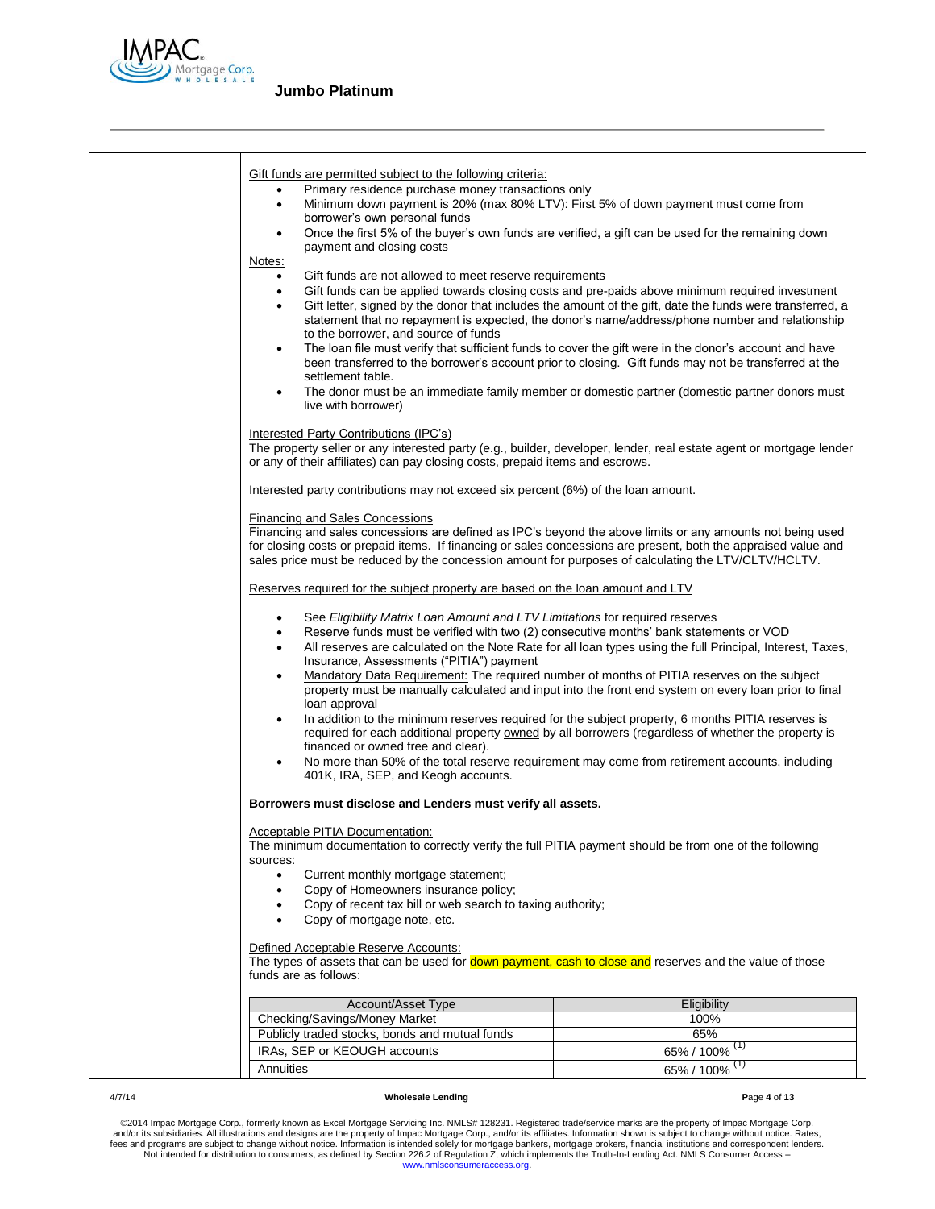Gift funds are permitted subject to the following criteria:

- Primary residence purchase money transactions only
- Minimum down payment is 20% (max 80% LTV): First 5% of down payment must come from borrower's own personal funds
- Once the first 5% of the buyer's own funds are verified, a gift can be used for the remaining down payment and closing costs

Notes:

- Gift funds are not allowed to meet reserve requirements
- Gift funds can be applied towards closing costs and pre-paids above minimum required investment
- Gift letter, signed by the donor that includes the amount of the gift, date the funds were transferred, a statement that no repayment is expected, the donor's name/address/phone number and relationship to the borrower, and source of funds
- The loan file must verify that sufficient funds to cover the gift were in the donor's account and have been transferred to the borrower's account prior to closing. Gift funds may not be transferred at the settlement table.
- The donor must be an immediate family member or domestic partner (domestic partner donors must live with borrower)

Interested Party Contributions (IPC's)

The property seller or any interested party (e.g., builder, developer, lender, real estate agent or mortgage lender or any of their affiliates) can pay closing costs, prepaid items and escrows.

Interested party contributions may not exceed six percent (6%) of the loan amount.

Financing and Sales Concessions

Financing and sales concessions are defined as IPC's beyond the above limits or any amounts not being used for closing costs or prepaid items. If financing or sales concessions are present, both the appraised value and sales price must be reduced by the concession amount for purposes of calculating the LTV/CLTV/HCLTV.

Reserves required for the subject property are based on the loan amount and LTV

- See *Eligibility Matrix Loan Amount and LTV Limitations* for required reserves
- Reserve funds must be verified with two (2) consecutive months' bank statements or VOD
- All reserves are calculated on the Note Rate for all loan types using the full Principal, Interest, Taxes, Insurance, Assessments ("PITIA") payment
- Mandatory Data Requirement: The required number of months of PITIA reserves on the subject property must be manually calculated and input into the front end system on every loan prior to final loan approval
- In addition to the minimum reserves required for the subject property, 6 months PITIA reserves is required for each additional property owned by all borrowers (regardless of whether the property is financed or owned free and clear).
- No more than 50% of the total reserve requirement may come from retirement accounts, including 401K, IRA, SEP, and Keogh accounts.

**Borrowers must disclose and Lenders must verify all assets.**

Acceptable PITIA Documentation:

The minimum documentation to correctly verify the full PITIA payment should be from one of the following sources:

- Current monthly mortgage statement;
- Copy of Homeowners insurance policy;
- Copy of recent tax bill or web search to taxing authority;
- Copy of mortgage note, etc.

Defined Acceptable Reserve Accounts:

The types of assets that can be used for down payment, cash to close and reserves and the value of those funds are as follows:

| Account/Asset Type | Eligibility |
|---|---|
| Checking/Savings/Money Market | 100% |
| Publicly traded stocks, bonds and mutual funds | 65% |
| IRAs, SEP or KEOUGH accounts | 65% / 100% (1) |
| Annuities | 65% / 100% (1) |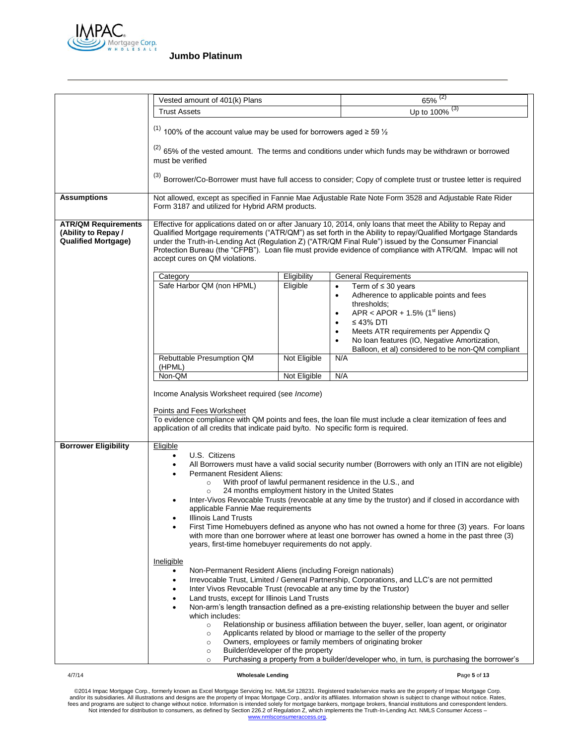| | |
|---|---|
| | Vested amount of 401(k) Plans — 65% [(2)]<br>Trust Assets — Up to 100% [(3)]<br><br>[(1)] 100% of the account value may be used for borrowers aged ≥ 59 ½<br><br>[(2)] 65% of the vested amount. The terms and conditions under which funds may be withdrawn or borrowed must be verified<br><br>[(3)] Borrower/Co-Borrower must have full access to consider; Copy of complete trust or trustee letter is required |
| **Assumptions** | Not allowed, except as specified in Fannie Mae Adjustable Rate Note Form 3528 and Adjustable Rate Rider Form 3187 and utilized for Hybrid ARM products. |
| **ATR/QM Requirements (Ability to Repay / Qualified Mortgage)** | Effective for applications dated on or after January 10, 2014, only loans that meet the Ability to Repay and Qualified Mortgage requirements ("ATR/QM") as set forth in the Ability to repay/Qualified Mortgage Standards under the Truth-in-Lending Act (Regulation Z) ("ATR/QM Final Rule") issued by the Consumer Financial Protection Bureau (the "CFPB"). Loan file must provide evidence of compliance with ATR/QM. Impac will not accept cures on QM violations.<br><br>**Category / Eligibility / General Requirements**<br>• Safe Harbor QM (non HPML) — Eligible — Term of ≤ 30 years; Adherence to applicable points and fees thresholds; APR < APOR + 1.5% (1st liens); ≤ 43% DTI; Meets ATR requirements per Appendix Q; No loan features (IO, Negative Amortization, Balloon, et al) considered to be non-QM compliant<br>• Rebuttable Presumption QM (HPML) — Not Eligible — N/A<br>• Non-QM — Not Eligible — N/A<br><br>Income Analysis Worksheet required (see *Income*)<br><br>Points and Fees Worksheet<br>To evidence compliance with QM points and fees, the loan file must include a clear itemization of fees and application of all credits that indicate paid by/to. No specific form is required. |
| **Borrower Eligibility** | Eligible<br>• U.S. Citizens<br>• All Borrowers must have a valid social security number (Borrowers with only an ITIN are not eligible)<br>• Permanent Resident Aliens:<br>  ○ With proof of lawful permanent residence in the U.S., and<br>  ○ 24 months employment history in the United States<br>• Inter-Vivos Revocable Trusts (revocable at any time by the trustor) and if closed in accordance with applicable Fannie Mae requirements<br>• Illinois Land Trusts<br>• First Time Homebuyers defined as anyone who has not owned a home for three (3) years. For loans with more than one borrower where at least one borrower has owned a home in the past three (3) years, first-time homebuyer requirements do not apply.<br><br>Ineligible<br>• Non-Permanent Resident Aliens (including Foreign nationals)<br>• Irrevocable Trust, Limited / General Partnership, Corporations, and LLC's are not permitted<br>• Inter Vivos Revocable Trust (revocable at any time by the Trustor)<br>• Land trusts, except for Illinois Land Trusts<br>• Non-arm's length transaction defined as a pre-existing relationship between the buyer and seller which includes:<br>  ○ Relationship or business affiliation between the buyer, seller, loan agent, or originator<br>  ○ Applicants related by blood or marriage to the seller of the property<br>  ○ Owners, employees or family members of originating broker<br>  ○ Builder/developer of the property<br>  ○ Purchasing a property from a builder/developer who, in turn, is purchasing the borrower's |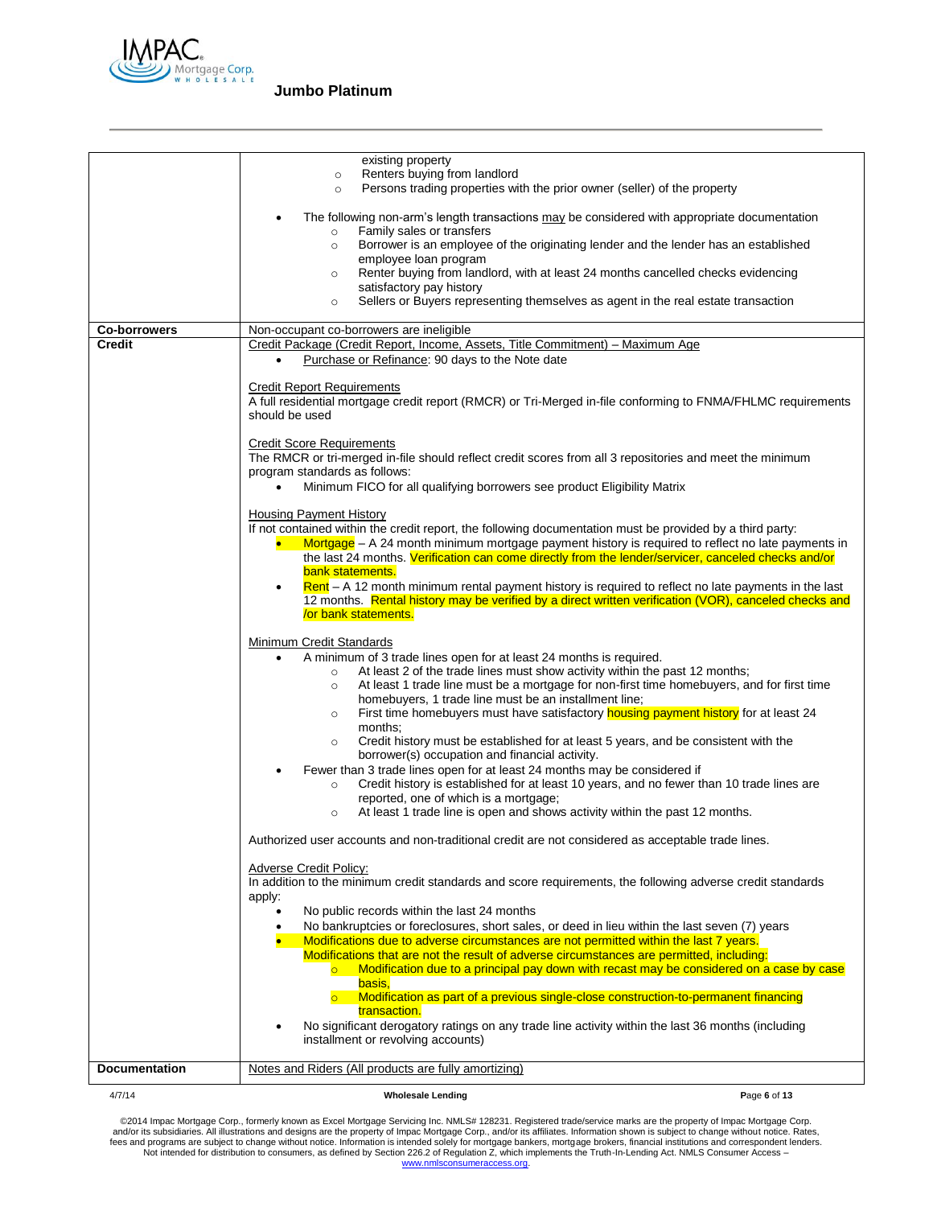| | |
|---|---|
| | existing property<br>◦ Renters buying from landlord<br>◦ Persons trading properties with the prior owner (seller) of the property<br><br>• The following non-arm's length transactions may be considered with appropriate documentation<br>◦ Family sales or transfers<br>◦ Borrower is an employee of the originating lender and the lender has an established employee loan program<br>◦ Renter buying from landlord, with at least 24 months cancelled checks evidencing satisfactory pay history<br>◦ Sellers or Buyers representing themselves as agent in the real estate transaction |
| **Co-borrowers** | Non-occupant co-borrowers are ineligible |
| **Credit** | Credit Package (Credit Report, Income, Assets, Title Commitment) – Maximum Age<br>• Purchase or Refinance: 90 days to the Note date<br><br>Credit Report Requirements<br>A full residential mortgage credit report (RMCR) or Tri-Merged in-file conforming to FNMA/FHLMC requirements should be used<br><br>Credit Score Requirements<br>The RMCR or tri-merged in-file should reflect credit scores from all 3 repositories and meet the minimum program standards as follows:<br>• Minimum FICO for all qualifying borrowers see product Eligibility Matrix<br><br>Housing Payment History<br>If not contained within the credit report, the following documentation must be provided by a third party:<br>• Mortgage – A 24 month minimum mortgage payment history is required to reflect no late payments in the last 24 months. Verification can come directly from the lender/servicer, canceled checks and/or bank statements.<br>• Rent – A 12 month minimum rental payment history is required to reflect no late payments in the last 12 months. Rental history may be verified by a direct written verification (VOR), canceled checks and /or bank statements.<br><br>Minimum Credit Standards<br>• A minimum of 3 trade lines open for at least 24 months is required.<br>◦ At least 2 of the trade lines must show activity within the past 12 months;<br>◦ At least 1 trade line must be a mortgage for non-first time homebuyers, and for first time homebuyers, 1 trade line must be an installment line;<br>◦ First time homebuyers must have satisfactory housing payment history for at least 24 months;<br>◦ Credit history must be established for at least 5 years, and be consistent with the borrower(s) occupation and financial activity.<br>• Fewer than 3 trade lines open for at least 24 months may be considered if<br>◦ Credit history is established for at least 10 years, and no fewer than 10 trade lines are reported, one of which is a mortgage;<br>◦ At least 1 trade line is open and shows activity within the past 12 months.<br><br>Authorized user accounts and non-traditional credit are not considered as acceptable trade lines.<br><br>Adverse Credit Policy:<br>In addition to the minimum credit standards and score requirements, the following adverse credit standards apply:<br>• No public records within the last 24 months<br>• No bankruptcies or foreclosures, short sales, or deed in lieu within the last seven (7) years<br>• Modifications due to adverse circumstances are not permitted within the last 7 years. Modifications that are not the result of adverse circumstances are permitted, including:<br>◦ Modification due to a principal pay down with recast may be considered on a case by case basis,<br>◦ Modification as part of a previous single-close construction-to-permanent financing transaction.<br>• No significant derogatory ratings on any trade line activity within the last 36 months (including installment or revolving accounts) |
| **Documentation** | Notes and Riders (All products are fully amortizing) |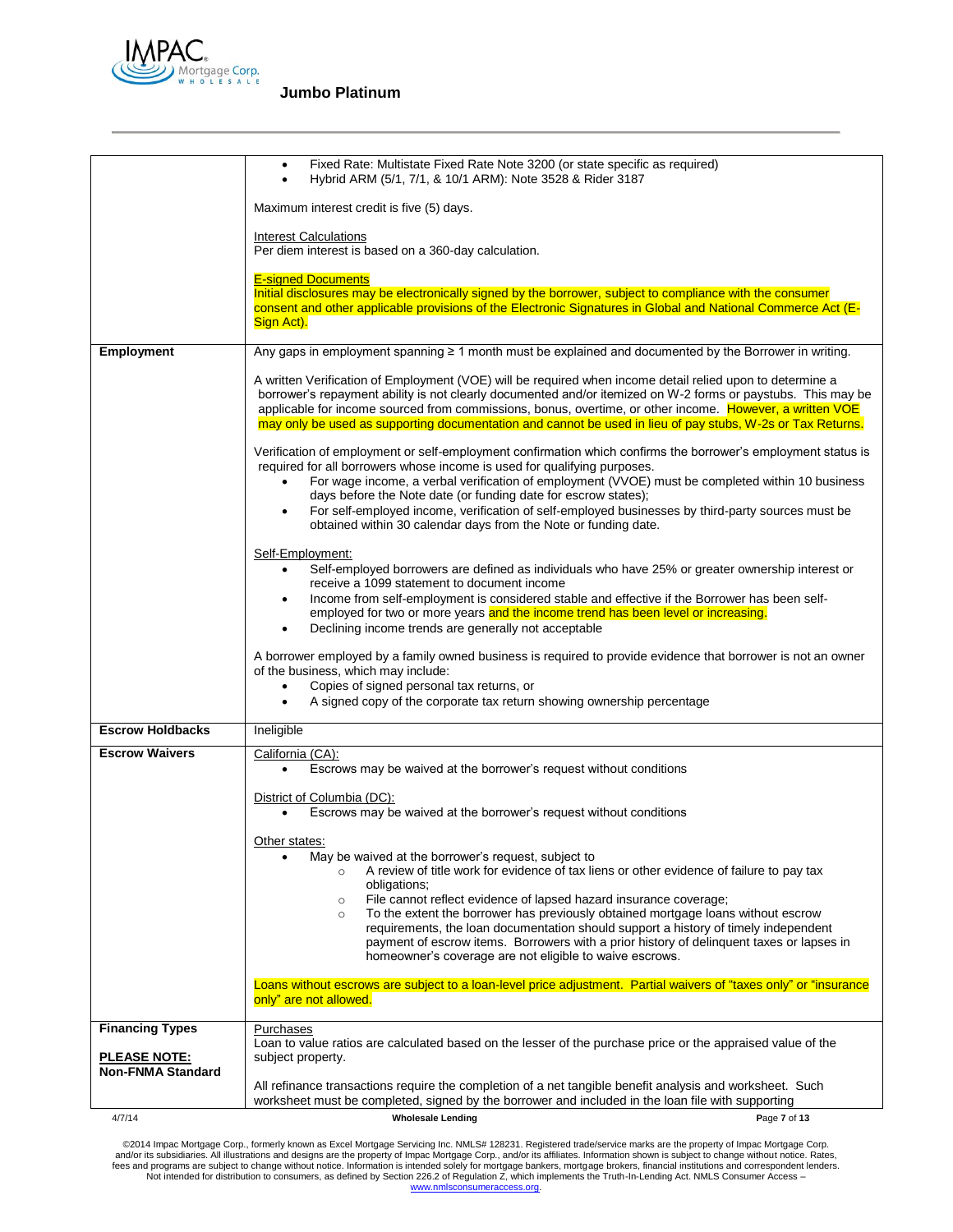| | |
|---|---|
| | • Fixed Rate: Multistate Fixed Rate Note 3200 (or state specific as required)<br>• Hybrid ARM (5/1, 7/1, & 10/1 ARM): Note 3528 & Rider 3187<br><br>Maximum interest credit is five (5) days.<br><br>Interest Calculations<br>Per diem interest is based on a 360-day calculation.<br><br>E-signed Documents<br>Initial disclosures may be electronically signed by the borrower, subject to compliance with the consumer consent and other applicable provisions of the Electronic Signatures in Global and National Commerce Act (E-Sign Act). |
| **Employment** | Any gaps in employment spanning ≥ 1 month must be explained and documented by the Borrower in writing.<br><br>A written Verification of Employment (VOE) will be required when income detail relied upon to determine a borrower's repayment ability is not clearly documented and/or itemized on W-2 forms or paystubs. This may be applicable for income sourced from commissions, bonus, overtime, or other income. However, a written VOE may only be used as supporting documentation and cannot be used in lieu of pay stubs, W-2s or Tax Returns.<br><br>Verification of employment or self-employment confirmation which confirms the borrower's employment status is required for all borrowers whose income is used for qualifying purposes.<br>• For wage income, a verbal verification of employment (VVOE) must be completed within 10 business days before the Note date (or funding date for escrow states);<br>• For self-employed income, verification of self-employed businesses by third-party sources must be obtained within 30 calendar days from the Note or funding date.<br><br>Self-Employment:<br>• Self-employed borrowers are defined as individuals who have 25% or greater ownership interest or receive a 1099 statement to document income<br>• Income from self-employment is considered stable and effective if the Borrower has been self-employed for two or more years and the income trend has been level or increasing.<br>• Declining income trends are generally not acceptable<br><br>A borrower employed by a family owned business is required to provide evidence that borrower is not an owner of the business, which may include:<br>• Copies of signed personal tax returns, or<br>• A signed copy of the corporate tax return showing ownership percentage |
| **Escrow Holdbacks** | Ineligible |
| **Escrow Waivers** | California (CA):<br>• Escrows may be waived at the borrower's request without conditions<br><br>District of Columbia (DC):<br>• Escrows may be waived at the borrower's request without conditions<br><br>Other states:<br>• May be waived at the borrower's request, subject to<br>  ○ A review of title work for evidence of tax liens or other evidence of failure to pay tax obligations;<br>  ○ File cannot reflect evidence of lapsed hazard insurance coverage;<br>  ○ To the extent the borrower has previously obtained mortgage loans without escrow requirements, the loan documentation should support a history of timely independent payment of escrow items. Borrowers with a prior history of delinquent taxes or lapses in homeowner's coverage are not eligible to waive escrows.<br><br>Loans without escrows are subject to a loan-level price adjustment. Partial waivers of "taxes only" or "insurance only" are not allowed. |
| **Financing Types**<br><br>**PLEASE NOTE:**<br>**Non-FNMA Standard** | Purchases<br>Loan to value ratios are calculated based on the lesser of the purchase price or the appraised value of the subject property.<br><br>All refinance transactions require the completion of a net tangible benefit analysis and worksheet. Such worksheet must be completed, signed by the borrower and included in the loan file with supporting |

©2014 Impac Mortgage Corp., formerly known as Excel Mortgage Servicing Inc. NMLS# 128231. Registered trade/service marks are the property of Impac Mortgage Corp. and/or its subsidiaries. All illustrations and designs are the property of Impac Mortgage Corp., and/or its affiliates. Information shown is subject to change without notice. Rates, fees and programs are subject to change without notice. Information is intended solely for mortgage bankers, mortgage brokers, financial institutions and correspondent lenders. Not intended for distribution to consumers, as defined by Section 226.2 of Regulation Z, which implements the Truth-In-Lending Act. NMLS Consumer Access – www.nmlsconsumeraccess.org.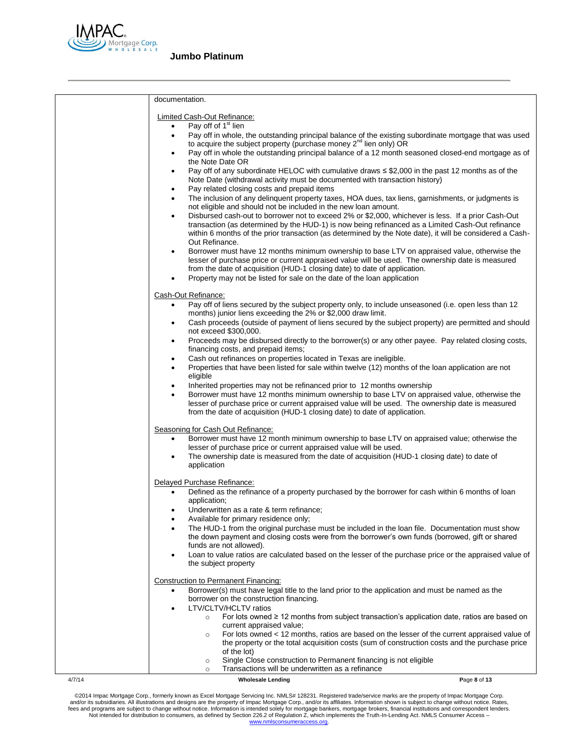documentation.

Limited Cash-Out Refinance:

- Pay off of 1st lien
- Pay off in whole, the outstanding principal balance of the existing subordinate mortgage that was used to acquire the subject property (purchase money 2nd lien only) OR
- Pay off in whole the outstanding principal balance of a 12 month seasoned closed-end mortgage as of the Note Date OR
- Pay off of any subordinate HELOC with cumulative draws ≤ $2,000 in the past 12 months as of the Note Date (withdrawal activity must be documented with transaction history)
- Pay related closing costs and prepaid items
- The inclusion of any delinquent property taxes, HOA dues, tax liens, garnishments, or judgments is not eligible and should not be included in the new loan amount.
- Disbursed cash-out to borrower not to exceed 2% or $2,000, whichever is less. If a prior Cash-Out transaction (as determined by the HUD-1) is now being refinanced as a Limited Cash-Out refinance within 6 months of the prior transaction (as determined by the Note date), it will be considered a Cash-Out Refinance.
- Borrower must have 12 months minimum ownership to base LTV on appraised value, otherwise the lesser of purchase price or current appraised value will be used. The ownership date is measured from the date of acquisition (HUD-1 closing date) to date of application.
- Property may not be listed for sale on the date of the loan application

Cash-Out Refinance:

- Pay off of liens secured by the subject property only, to include unseasoned (i.e. open less than 12 months) junior liens exceeding the 2% or $2,000 draw limit.
- Cash proceeds (outside of payment of liens secured by the subject property) are permitted and should not exceed $300,000.
- Proceeds may be disbursed directly to the borrower(s) or any other payee. Pay related closing costs, financing costs, and prepaid items;
- Cash out refinances on properties located in Texas are ineligible.
- Properties that have been listed for sale within twelve (12) months of the loan application are not eligible
- Inherited properties may not be refinanced prior to 12 months ownership
- Borrower must have 12 months minimum ownership to base LTV on appraised value, otherwise the lesser of purchase price or current appraised value will be used. The ownership date is measured from the date of acquisition (HUD-1 closing date) to date of application.

Seasoning for Cash Out Refinance:

- Borrower must have 12 month minimum ownership to base LTV on appraised value; otherwise the lesser of purchase price or current appraised value will be used.
- The ownership date is measured from the date of acquisition (HUD-1 closing date) to date of application

Delayed Purchase Refinance:

- Defined as the refinance of a property purchased by the borrower for cash within 6 months of loan application;
- Underwritten as a rate & term refinance;
- Available for primary residence only;
- The HUD-1 from the original purchase must be included in the loan file. Documentation must show the down payment and closing costs were from the borrower's own funds (borrowed, gift or shared funds are not allowed).
- Loan to value ratios are calculated based on the lesser of the purchase price or the appraised value of the subject property

Construction to Permanent Financing:

- Borrower(s) must have legal title to the land prior to the application and must be named as the borrower on the construction financing.
- LTV/CLTV/HCLTV ratios
    - For lots owned ≥ 12 months from subject transaction's application date, ratios are based on current appraised value;
    - For lots owned < 12 months, ratios are based on the lesser of the current appraised value of the property or the total acquisition costs (sum of construction costs and the purchase price of the lot)
    - Single Close construction to Permanent financing is not eligible
    - Transactions will be underwritten as a refinance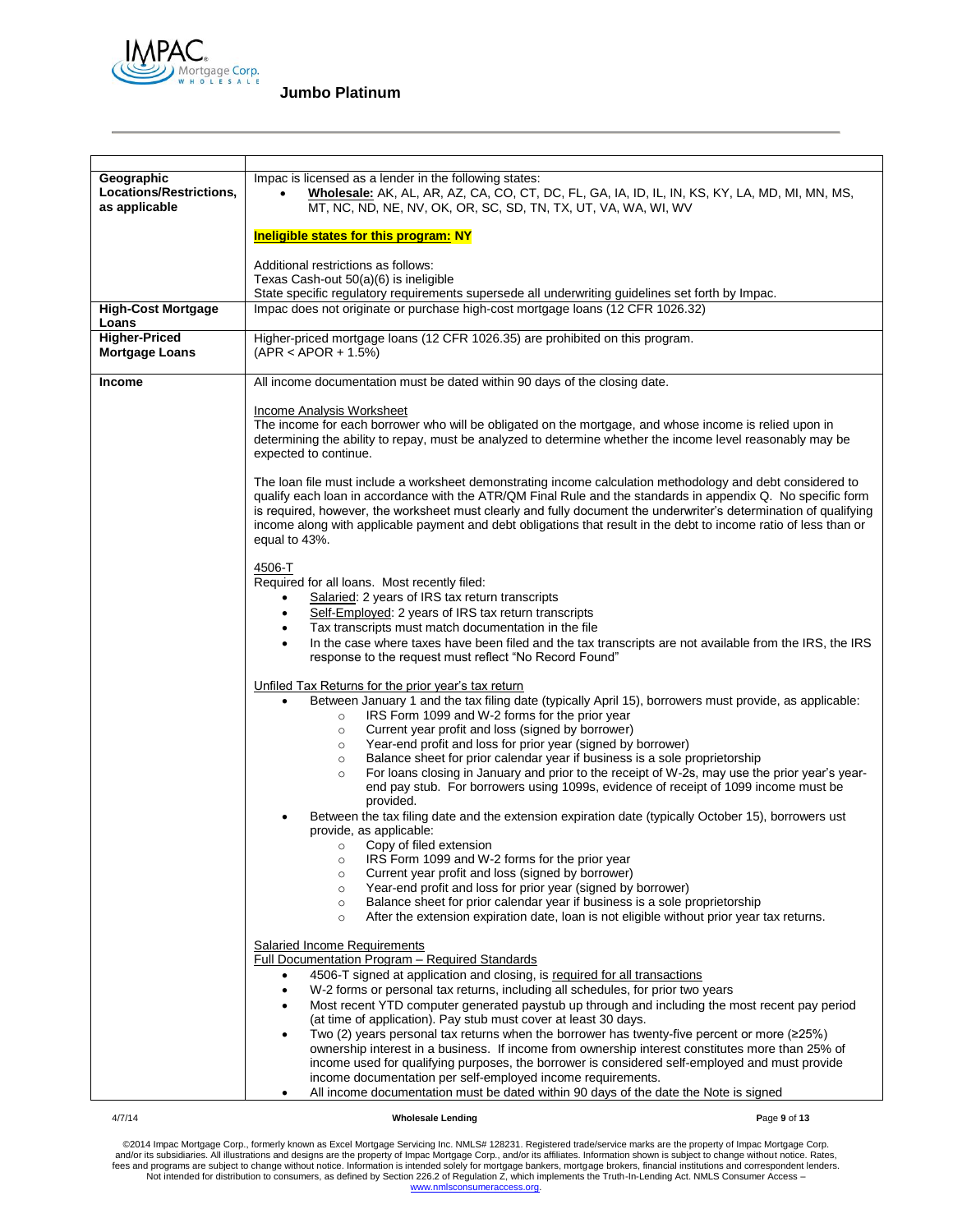| | |
|---|---|
| **Geographic Locations/Restrictions, as applicable** | Impac is licensed as a lender in the following states:<br>• **Wholesale:** AK, AL, AR, AZ, CA, CO, CT, DC, FL, GA, IA, ID, IL, IN, KS, KY, LA, MD, MI, MN, MS, MT, NC, ND, NE, NV, OK, OR, SC, SD, TN, TX, UT, VA, WA, WI, WV<br><br>**Ineligible states for this program: NY**<br><br>Additional restrictions as follows:<br>Texas Cash-out 50(a)(6) is ineligible<br>State specific regulatory requirements supersede all underwriting guidelines set forth by Impac. |
| **High-Cost Mortgage Loans** | Impac does not originate or purchase high-cost mortgage loans (12 CFR 1026.32) |
| **Higher-Priced Mortgage Loans** | Higher-priced mortgage loans (12 CFR 1026.35) are prohibited on this program.<br>(APR < APOR + 1.5%) |
| **Income** | All income documentation must be dated within 90 days of the closing date.<br><br>Income Analysis Worksheet<br>The income for each borrower who will be obligated on the mortgage, and whose income is relied upon in determining the ability to repay, must be analyzed to determine whether the income level reasonably may be expected to continue.<br><br>The loan file must include a worksheet demonstrating income calculation methodology and debt considered to qualify each loan in accordance with the ATR/QM Final Rule and the standards in appendix Q. No specific form is required, however, the worksheet must clearly and fully document the underwriter's determination of qualifying income along with applicable payment and debt obligations that result in the debt to income ratio of less than or equal to 43%.<br><br>4506-T<br>Required for all loans. Most recently filed:<br>• Salaried: 2 years of IRS tax return transcripts<br>• Self-Employed: 2 years of IRS tax return transcripts<br>• Tax transcripts must match documentation in the file<br>• In the case where taxes have been filed and the tax transcripts are not available from the IRS, the IRS response to the request must reflect "No Record Found"<br><br>Unfiled Tax Returns for the prior year's tax return<br>• Between January 1 and the tax filing date (typically April 15), borrowers must provide, as applicable:<br>  ○ IRS Form 1099 and W-2 forms for the prior year<br>  ○ Current year profit and loss (signed by borrower)<br>  ○ Year-end profit and loss for prior year (signed by borrower)<br>  ○ Balance sheet for prior calendar year if business is a sole proprietorship<br>  ○ For loans closing in January and prior to the receipt of W-2s, may use the prior year's year-end pay stub. For borrowers using 1099s, evidence of receipt of 1099 income must be provided.<br>• Between the tax filing date and the extension expiration date (typically October 15), borrowers ust provide, as applicable:<br>  ○ Copy of filed extension<br>  ○ IRS Form 1099 and W-2 forms for the prior year<br>  ○ Current year profit and loss (signed by borrower)<br>  ○ Year-end profit and loss for prior year (signed by borrower)<br>  ○ Balance sheet for prior calendar year if business is a sole proprietorship<br>  ○ After the extension expiration date, loan is not eligible without prior year tax returns.<br><br>Salaried Income Requirements<br>Full Documentation Program – Required Standards<br>• 4506-T signed at application and closing, is required for all transactions<br>• W-2 forms or personal tax returns, including all schedules, for prior two years<br>• Most recent YTD computer generated paystub up through and including the most recent pay period (at time of application). Pay stub must cover at least 30 days.<br>• Two (2) years personal tax returns when the borrower has twenty-five percent or more (≥25%) ownership interest in a business. If income from ownership interest constitutes more than 25% of income used for qualifying purposes, the borrower is considered self-employed and must provide income documentation per self-employed income requirements.<br>• All income documentation must be dated within 90 days of the date the Note is signed |

©2014 Impac Mortgage Corp., formerly known as Excel Mortgage Servicing Inc. NMLS# 128231. Registered trade/service marks are the property of Impac Mortgage Corp. and/or its subsidiaries. All illustrations and designs are the property of Impac Mortgage Corp., and/or its affiliates. Information shown is subject to change without notice. Rates, fees and programs are subject to change without notice. Information is intended solely for mortgage bankers, mortgage brokers, financial institutions and correspondent lenders. Not intended for distribution to consumers, as defined by Section 226.2 of Regulation Z, which implements the Truth-In-Lending Act. NMLS Consumer Access – www.nmlsconsumeraccess.org.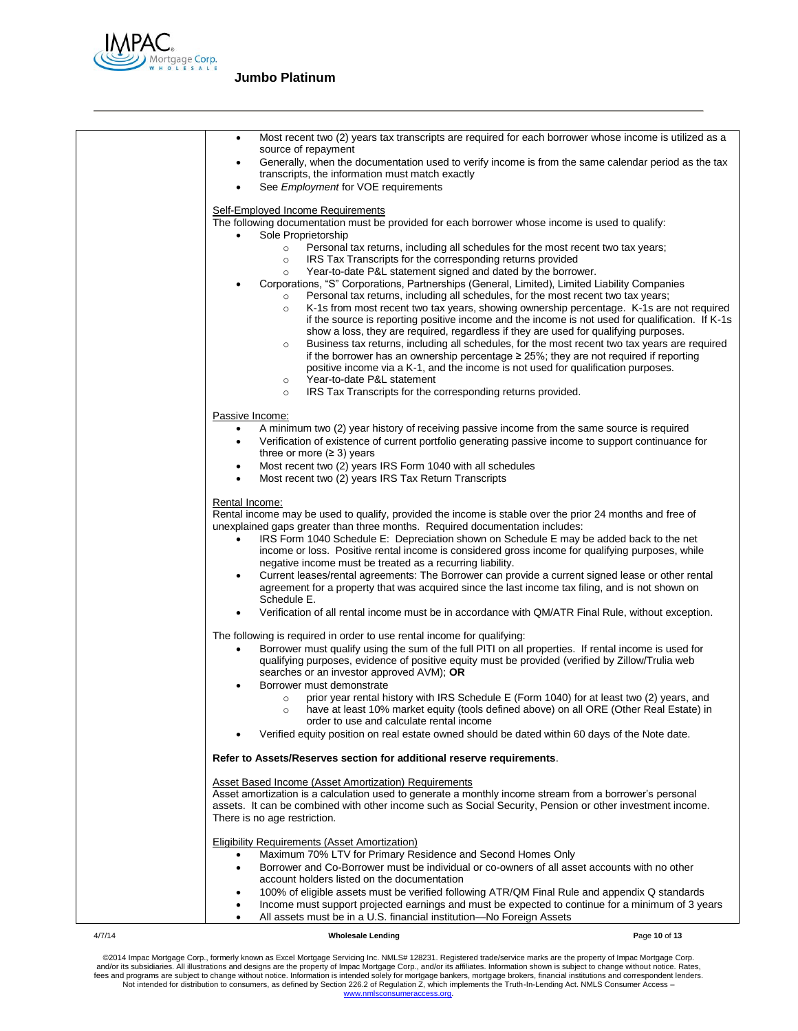- Most recent two (2) years tax transcripts are required for each borrower whose income is utilized as a source of repayment
- Generally, when the documentation used to verify income is from the same calendar period as the tax transcripts, the information must match exactly
- See *Employment* for VOE requirements

Self-Employed Income Requirements

The following documentation must be provided for each borrower whose income is used to qualify:

- Sole Proprietorship
  - Personal tax returns, including all schedules for the most recent two tax years;
  - IRS Tax Transcripts for the corresponding returns provided
  - Year-to-date P&L statement signed and dated by the borrower.
- Corporations, "S" Corporations, Partnerships (General, Limited), Limited Liability Companies
  - Personal tax returns, including all schedules, for the most recent two tax years;
  - K-1s from most recent two tax years, showing ownership percentage. K-1s are not required if the source is reporting positive income and the income is not used for qualification. If K-1s show a loss, they are required, regardless if they are used for qualifying purposes.
  - Business tax returns, including all schedules, for the most recent two tax years are required if the borrower has an ownership percentage ≥ 25%; they are not required if reporting positive income via a K-1, and the income is not used for qualification purposes.
  - Year-to-date P&L statement
  - IRS Tax Transcripts for the corresponding returns provided.

Passive Income:

- A minimum two (2) year history of receiving passive income from the same source is required
- Verification of existence of current portfolio generating passive income to support continuance for three or more (≥ 3) years
- Most recent two (2) years IRS Form 1040 with all schedules
- Most recent two (2) years IRS Tax Return Transcripts

Rental Income:

Rental income may be used to qualify, provided the income is stable over the prior 24 months and free of unexplained gaps greater than three months. Required documentation includes:

- IRS Form 1040 Schedule E: Depreciation shown on Schedule E may be added back to the net income or loss. Positive rental income is considered gross income for qualifying purposes, while negative income must be treated as a recurring liability.
- Current leases/rental agreements: The Borrower can provide a current signed lease or other rental agreement for a property that was acquired since the last income tax filing, and is not shown on Schedule E.
- Verification of all rental income must be in accordance with QM/ATR Final Rule, without exception.

The following is required in order to use rental income for qualifying:

- Borrower must qualify using the sum of the full PITI on all properties. If rental income is used for qualifying purposes, evidence of positive equity must be provided (verified by Zillow/Trulia web searches or an investor approved AVM); **OR**
- Borrower must demonstrate
  - prior year rental history with IRS Schedule E (Form 1040) for at least two (2) years, and
  - have at least 10% market equity (tools defined above) on all ORE (Other Real Estate) in order to use and calculate rental income
- Verified equity position on real estate owned should be dated within 60 days of the Note date.

**Refer to Assets/Reserves section for additional reserve requirements**.

Asset Based Income (Asset Amortization) Requirements

Asset amortization is a calculation used to generate a monthly income stream from a borrower's personal assets. It can be combined with other income such as Social Security, Pension or other investment income. There is no age restriction.

Eligibility Requirements (Asset Amortization)

- Maximum 70% LTV for Primary Residence and Second Homes Only
- Borrower and Co-Borrower must be individual or co-owners of all asset accounts with no other account holders listed on the documentation
- 100% of eligible assets must be verified following ATR/QM Final Rule and appendix Q standards
- Income must support projected earnings and must be expected to continue for a minimum of 3 years
- All assets must be in a U.S. financial institution—No Foreign Assets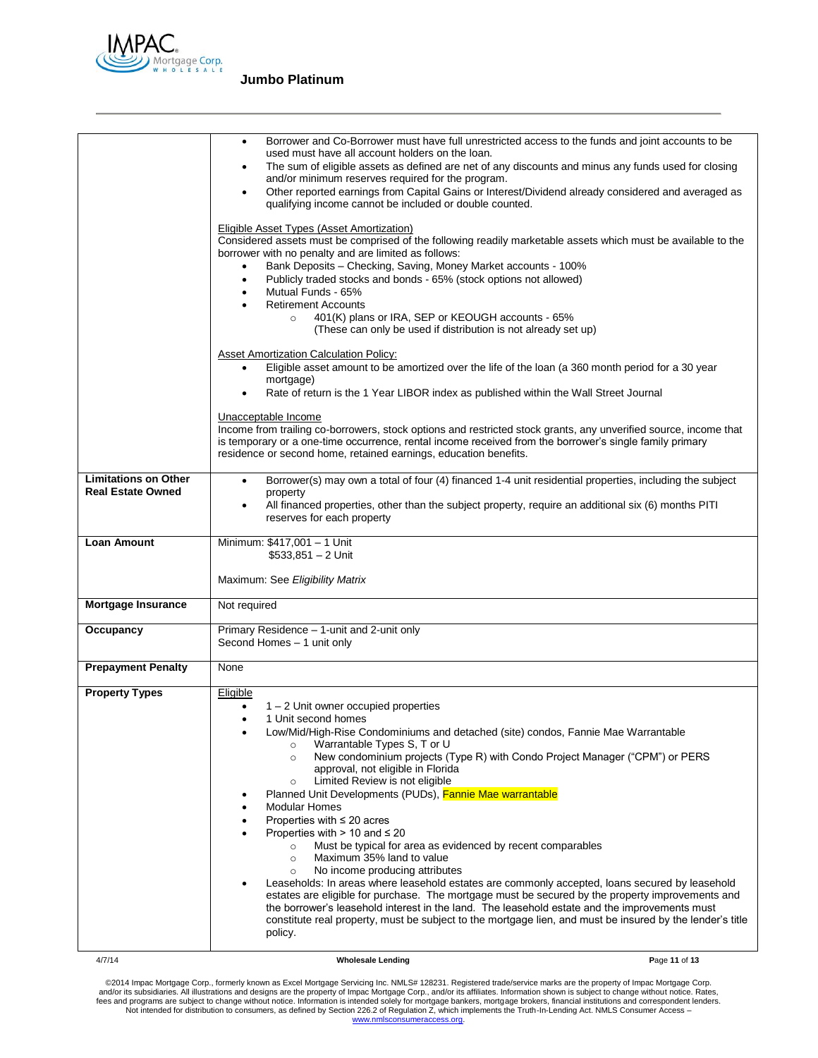| | |
|---|---|
| | • Borrower and Co-Borrower must have full unrestricted access to the funds and joint accounts to be used must have all account holders on the loan.<br>• The sum of eligible assets as defined are net of any discounts and minus any funds used for closing and/or minimum reserves required for the program.<br>• Other reported earnings from Capital Gains or Interest/Dividend already considered and averaged as qualifying income cannot be included or double counted.<br><br><u>Eligible Asset Types (Asset Amortization)</u><br>Considered assets must be comprised of the following readily marketable assets which must be available to the borrower with no penalty and are limited as follows:<br>• Bank Deposits – Checking, Saving, Money Market accounts - 100%<br>• Publicly traded stocks and bonds - 65% (stock options not allowed)<br>• Mutual Funds - 65%<br>• Retirement Accounts<br>&nbsp;&nbsp;&nbsp;&nbsp;○ 401(K) plans or IRA, SEP or KEOUGH accounts - 65% (These can only be used if distribution is not already set up)<br><br><u>Asset Amortization Calculation Policy:</u><br>• Eligible asset amount to be amortized over the life of the loan (a 360 month period for a 30 year mortgage)<br>• Rate of return is the 1 Year LIBOR index as published within the Wall Street Journal<br><br><u>Unacceptable Income</u><br>Income from trailing co-borrowers, stock options and restricted stock grants, any unverified source, income that is temporary or a one-time occurrence, rental income received from the borrower's single family primary residence or second home, retained earnings, education benefits. |
| **Limitations on Other Real Estate Owned** | • Borrower(s) may own a total of four (4) financed 1-4 unit residential properties, including the subject property<br>• All financed properties, other than the subject property, require an additional six (6) months PITI reserves for each property |
| **Loan Amount** | Minimum: $417,001 – 1 Unit<br>$533,851 – 2 Unit<br><br>Maximum: See *Eligibility Matrix* |
| **Mortgage Insurance** | Not required |
| **Occupancy** | Primary Residence – 1-unit and 2-unit only<br>Second Homes – 1 unit only |
| **Prepayment Penalty** | None |
| **Property Types** | <u>Eligible</u><br>• 1 – 2 Unit owner occupied properties<br>• 1 Unit second homes<br>• Low/Mid/High-Rise Condominiums and detached (site) condos, Fannie Mae Warrantable<br>&nbsp;&nbsp;&nbsp;&nbsp;○ Warrantable Types S, T or U<br>&nbsp;&nbsp;&nbsp;&nbsp;○ New condominium projects (Type R) with Condo Project Manager ("CPM") or PERS approval, not eligible in Florida<br>&nbsp;&nbsp;&nbsp;&nbsp;○ Limited Review is not eligible<br>• Planned Unit Developments (PUDs), Fannie Mae warrantable<br>• Modular Homes<br>• Properties with ≤ 20 acres<br>• Properties with > 10 and ≤ 20<br>&nbsp;&nbsp;&nbsp;&nbsp;○ Must be typical for area as evidenced by recent comparables<br>&nbsp;&nbsp;&nbsp;&nbsp;○ Maximum 35% land to value<br>&nbsp;&nbsp;&nbsp;&nbsp;○ No income producing attributes<br>• Leaseholds: In areas where leasehold estates are commonly accepted, loans secured by leasehold estates are eligible for purchase. The mortgage must be secured by the property improvements and the borrower's leasehold interest in the land. The leasehold estate and the improvements must constitute real property, must be subject to the mortgage lien, and must be insured by the lender's title policy. |

©2014 Impac Mortgage Corp., formerly known as Excel Mortgage Servicing Inc. NMLS# 128231. Registered trade/service marks are the property of Impac Mortgage Corp. and/or its subsidiaries. All illustrations and designs are the property of Impac Mortgage Corp., and/or its affiliates. Information shown is subject to change without notice. Rates, fees and programs are subject to change without notice. Information is intended solely for mortgage bankers, mortgage brokers, financial institutions and correspondent lenders. Not intended for distribution to consumers, as defined by Section 226.2 of Regulation Z, which implements the Truth-In-Lending Act. NMLS Consumer Access – www.nmlsconsumeraccess.org.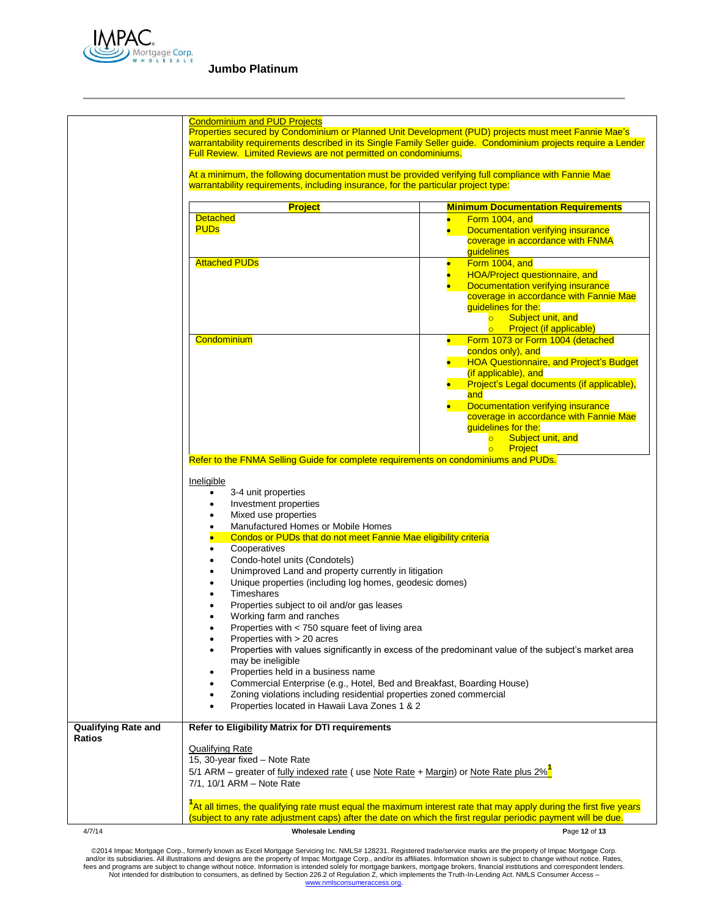| | |
|---|---|
| | **Condominium and PUD Projects**<br>Properties secured by Condominium or Planned Unit Development (PUD) projects must meet Fannie Mae's warrantability requirements described in its Single Family Seller guide. Condominium projects require a Lender Full Review. Limited Reviews are not permitted on condominiums.<br><br>At a minimum, the following documentation must be provided verifying full compliance with Fannie Mae warrantability requirements, including insurance, for the particular project type: |

| Project | Minimum Documentation Requirements |
|---|---|
| Detached PUDs | • Form 1004, and<br>• Documentation verifying insurance coverage in accordance with FNMA guidelines |
| Attached PUDs | • Form 1004, and<br>• HOA/Project questionnaire, and<br>• Documentation verifying insurance coverage in accordance with Fannie Mae guidelines for the:<br>  ○ Subject unit, and<br>  ○ Project (if applicable) |
| Condominium | • Form 1073 or Form 1004 (detached condos only), and<br>• HOA Questionnaire, and Project's Budget (if applicable), and<br>• Project's Legal documents (if applicable), and<br>• Documentation verifying insurance coverage in accordance with Fannie Mae guidelines for the:<br>  ○ Subject unit, and<br>  ○ Project |

Refer to the FNMA Selling Guide for complete requirements on condominiums and PUDs.

Ineligible

- 3-4 unit properties
- Investment properties
- Mixed use properties
- Manufactured Homes or Mobile Homes
- Condos or PUDs that do not meet Fannie Mae eligibility criteria
- Cooperatives
- Condo-hotel units (Condotels)
- Unimproved Land and property currently in litigation
- Unique properties (including log homes, geodesic domes)
- Timeshares
- Properties subject to oil and/or gas leases
- Working farm and ranches
- Properties with < 750 square feet of living area
- Properties with > 20 acres
- Properties with values significantly in excess of the predominant value of the subject's market area may be ineligible
- Properties held in a business name
- Commercial Enterprise (e.g., Hotel, Bed and Breakfast, Boarding House)
- Zoning violations including residential properties zoned commercial
- Properties located in Hawaii Lava Zones 1 & 2

| | |
|---|---|
| **Qualifying Rate and Ratios** | **Refer to Eligibility Matrix for DTI requirements**<br><br>Qualifying Rate<br>15, 30-year fixed – Note Rate<br>5/1 ARM – greater of fully indexed rate ( use Note Rate + Margin) or Note Rate plus 2%[1]<br>7/1, 10/1 ARM – Note Rate<br><br>[1]At all times, the qualifying rate must equal the maximum interest rate that may apply during the first five years (subject to any rate adjustment caps) after the date on which the first regular periodic payment will be due. |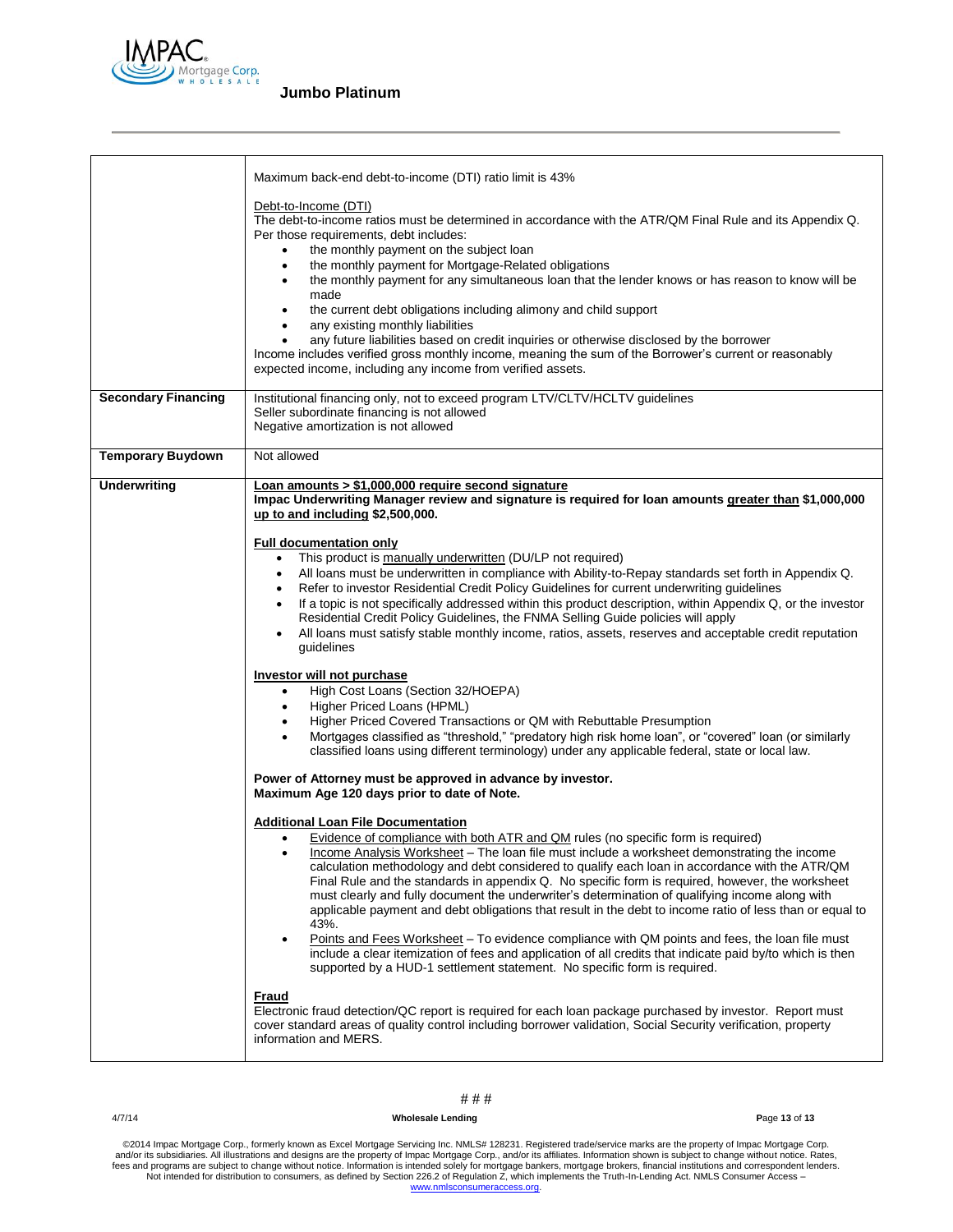| | |
|---|---|
| | Maximum back-end debt-to-income (DTI) ratio limit is 43%<br><br>Debt-to-Income (DTI)<br>The debt-to-income ratios must be determined in accordance with the ATR/QM Final Rule and its Appendix Q. Per those requirements, debt includes:<br>• the monthly payment on the subject loan<br>• the monthly payment for Mortgage-Related obligations<br>• the monthly payment for any simultaneous loan that the lender knows or has reason to know will be made<br>• the current debt obligations including alimony and child support<br>• any existing monthly liabilities<br>• any future liabilities based on credit inquiries or otherwise disclosed by the borrower<br>Income includes verified gross monthly income, meaning the sum of the Borrower's current or reasonably expected income, including any income from verified assets. |
| **Secondary Financing** | Institutional financing only, not to exceed program LTV/CLTV/HCLTV guidelines<br>Seller subordinate financing is not allowed<br>Negative amortization is not allowed |
| **Temporary Buydown** | Not allowed |
| **Underwriting** | **Loan amounts > $1,000,000 require second signature**<br>**Impac Underwriting Manager review and signature is required for loan amounts greater than $1,000,000 up to and including $2,500,000.**<br><br>**Full documentation only**<br>• This product is manually underwritten (DU/LP not required)<br>• All loans must be underwritten in compliance with Ability-to-Repay standards set forth in Appendix Q.<br>• Refer to investor Residential Credit Policy Guidelines for current underwriting guidelines<br>• If a topic is not specifically addressed within this product description, within Appendix Q, or the investor Residential Credit Policy Guidelines, the FNMA Selling Guide policies will apply<br>• All loans must satisfy stable monthly income, ratios, assets, reserves and acceptable credit reputation guidelines<br><br>**Investor will not purchase**<br>• High Cost Loans (Section 32/HOEPA)<br>• Higher Priced Loans (HPML)<br>• Higher Priced Covered Transactions or QM with Rebuttable Presumption<br>• Mortgages classified as "threshold," "predatory high risk home loan", or "covered" loan (or similarly classified loans using different terminology) under any applicable federal, state or local law.<br><br>**Power of Attorney must be approved in advance by investor.**<br>**Maximum Age 120 days prior to date of Note.**<br><br>**Additional Loan File Documentation**<br>• Evidence of compliance with both ATR and QM rules (no specific form is required)<br>• Income Analysis Worksheet – The loan file must include a worksheet demonstrating the income calculation methodology and debt considered to qualify each loan in accordance with the ATR/QM Final Rule and the standards in appendix Q. No specific form is required, however, the worksheet must clearly and fully document the underwriter's determination of qualifying income along with applicable payment and debt obligations that result in the debt to income ratio of less than or equal to 43%.<br>• Points and Fees Worksheet – To evidence compliance with QM points and fees, the loan file must include a clear itemization of fees and application of all credits that indicate paid by/to which is then supported by a HUD-1 settlement statement. No specific form is required.<br><br>**Fraud**<br>Electronic fraud detection/QC report is required for each loan package purchased by investor. Report must cover standard areas of quality control including borrower validation, Social Security verification, property information and MERS. |

# # #

©2014 Impac Mortgage Corp., formerly known as Excel Mortgage Servicing Inc. NMLS# 128231. Registered trade/service marks are the property of Impac Mortgage Corp. and/or its subsidiaries. All illustrations and designs are the property of Impac Mortgage Corp., and/or its affiliates. Information shown is subject to change without notice. Rates, fees and programs are subject to change without notice. Information is intended solely for mortgage bankers, mortgage brokers, financial institutions and correspondent lenders. Not intended for distribution to consumers, as defined by Section 226.2 of Regulation Z, which implements the Truth-In-Lending Act. NMLS Consumer Access – www.nmlsconsumeraccess.org.